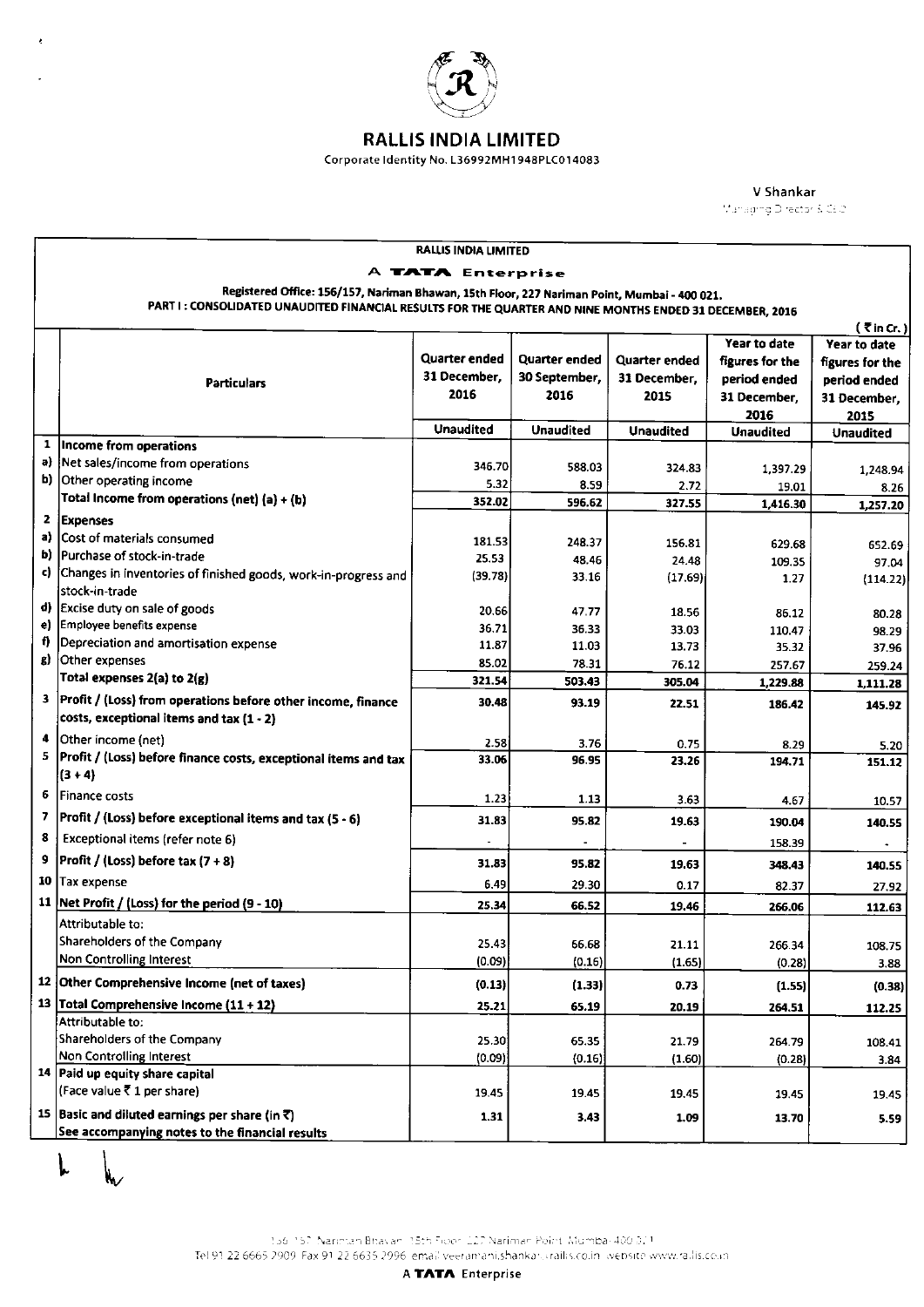# RALLIS INDIA LIMITED

Corporate Identity No. L36992MH1948PLC014083

V Shankar

Managing Director & CEO

**RALLIS INDIA LIMITED**

**A TATA Enterprise**

**Registered Office: 156/157, Nariman Bhawan, 15th Floor, 227 Nariman Point, Mumbai - 400 021.**

**PART I : CONSOLIDATED UNAUDITED FINANCIAL RESULTS FOR THE QUARTER AND NINE MONTHS ENDED 31 DECEMBER, 2016**

(₹ in Cr.)

| | Particulars | Quarter ended 31 December, 2016 | Quarter ended 30 September, 2016 | Quarter ended 31 December, 2015 | Year to date figures for the period ended 31 December, 2016 | Year to date figures for the period ended 31 December, 2015 |
|---|---|---|---|---|---|---|
| | | Unaudited | Unaudited | Unaudited | Unaudited | Unaudited |
| 1 | **Income from operations** | | | | | |
| a) | Net sales/income from operations | 346.70 | 588.03 | 324.83 | 1,397.29 | 1,248.94 |
| b) | Other operating income | 5.32 | 8.59 | 2.72 | 19.01 | 8.26 |
| | **Total Income from operations (net) (a) + (b)** | 352.02 | 596.62 | 327.55 | 1,416.30 | 1,257.20 |
| 2 | **Expenses** | | | | | |
| a) | Cost of materials consumed | 181.53 | 248.37 | 156.81 | 629.68 | 652.69 |
| b) | Purchase of stock-in-trade | 25.53 | 48.46 | 24.48 | 109.35 | 97.04 |
| c) | Changes in inventories of finished goods, work-in-progress and stock-in-trade | (39.78) | 33.16 | (17.69) | 1.27 | (114.22) |
| d) | Excise duty on sale of goods | 20.66 | 47.77 | 18.56 | 86.12 | 80.28 |
| e) | Employee benefits expense | 36.71 | 36.33 | 33.03 | 110.47 | 98.29 |
| f) | Depreciation and amortisation expense | 11.87 | 11.03 | 13.73 | 35.32 | 37.96 |
| g) | Other expenses | 85.02 | 78.31 | 76.12 | 257.67 | 259.24 |
| | **Total expenses 2(a) to 2(g)** | 321.54 | 503.43 | 305.04 | 1,229.88 | 1,111.28 |
| 3 | **Profit / (Loss) from operations before other income, finance costs, exceptional items and tax (1 - 2)** | 30.48 | 93.19 | 22.51 | 186.42 | 145.92 |
| 4 | Other income (net) | 2.58 | 3.76 | 0.75 | 8.29 | 5.20 |
| 5 | **Profit / (Loss) before finance costs, exceptional items and tax (3 + 4)** | 33.06 | 96.95 | 23.26 | 194.71 | 151.12 |
| 6 | Finance costs | 1.23 | 1.13 | 3.63 | 4.67 | 10.57 |
| 7 | **Profit / (Loss) before exceptional items and tax (5 - 6)** | 31.83 | 95.82 | 19.63 | 190.04 | 140.55 |
| 8 | Exceptional items (refer note 6) | - | - | - | 158.39 | - |
| 9 | **Profit / (Loss) before tax (7 + 8)** | 31.83 | 95.82 | 19.63 | 348.43 | 140.55 |
| 10 | Tax expense | 6.49 | 29.30 | 0.17 | 82.37 | 27.92 |
| 11 | **Net Profit / (Loss) for the period (9 - 10)** | 25.34 | 66.52 | 19.46 | 266.06 | 112.63 |
| | Attributable to: | | | | | |
| | Shareholders of the Company | 25.43 | 66.68 | 21.11 | 266.34 | 108.75 |
| | Non Controlling Interest | (0.09) | (0.16) | (1.65) | (0.28) | 3.88 |
| 12 | **Other Comprehensive Income (net of taxes)** | (0.13) | (1.33) | 0.73 | (1.55) | (0.38) |
| 13 | **Total Comprehensive Income (11 + 12)** | 25.21 | 65.19 | 20.19 | 264.51 | 112.25 |
| | Attributable to: | | | | | |
| | Shareholders of the Company | 25.30 | 65.35 | 21.79 | 264.79 | 108.41 |
| | Non Controlling Interest | (0.09) | (0.16) | (1.60) | (0.28) | 3.84 |
| 14 | **Paid up equity share capital** (Face value ₹ 1 per share) | 19.45 | 19.45 | 19.45 | 19.45 | 19.45 |
| 15 | **Basic and diluted earnings per share (in ₹)** | 1.31 | 3.43 | 1.09 | 13.70 | 5.59 |
| | **See accompanying notes to the financial results** | | | | | |

156/157, Nariman Bhavan, 15th Floor, 227 Nariman Point, Mumbai 400 021

Tel 91 22 6665 2909 Fax 91 22 6635 2996 email veeramani.shankar@rallis.co.in website www.rallis.co.in

**A TATA Enterprise**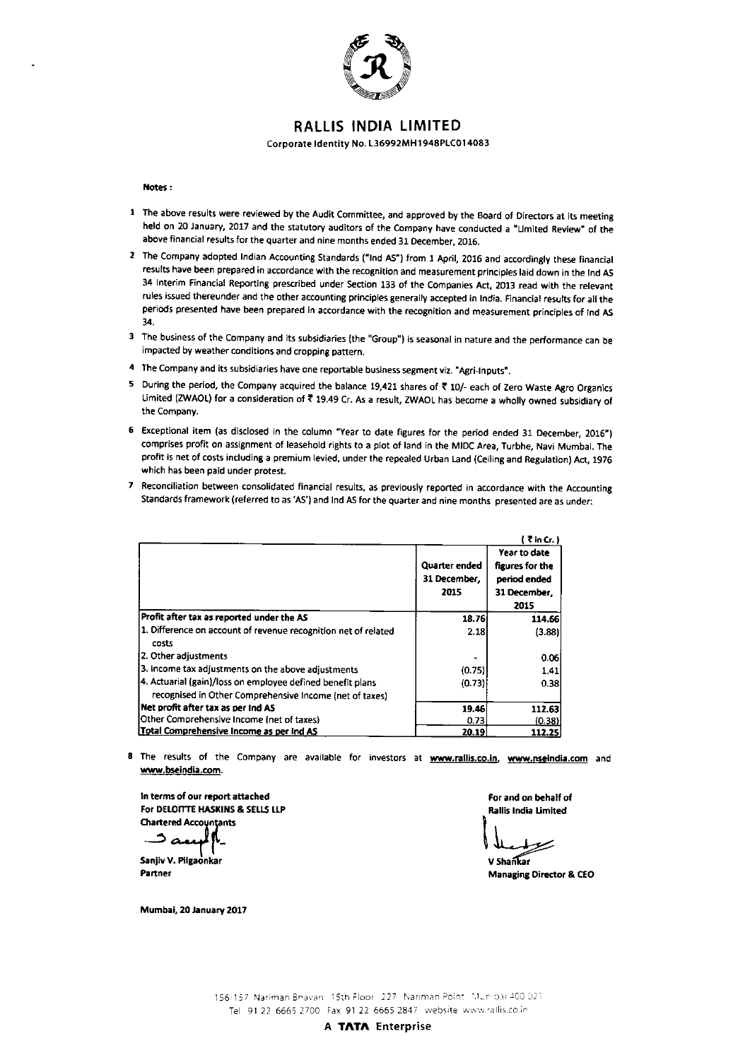# RALLIS INDIA LIMITED

Corporate Identity No. L36992MH1948PLC014083

**Notes :**

1. The above results were reviewed by the Audit Committee, and approved by the Board of Directors at its meeting held on 20 January, 2017 and the statutory auditors of the Company have conducted a "Limited Review" of the above financial results for the quarter and nine months ended 31 December, 2016.

2. The Company adopted Indian Accounting Standards ("Ind AS") from 1 April, 2016 and accordingly these financial results have been prepared in accordance with the recognition and measurement principles laid down in the Ind AS 34 Interim Financial Reporting prescribed under Section 133 of the Companies Act, 2013 read with the relevant rules issued thereunder and the other accounting principles generally accepted in India. Financial results for all the periods presented have been prepared in accordance with the recognition and measurement principles of Ind AS 34.

3. The business of the Company and its subsidiaries (the "Group") is seasonal in nature and the performance can be impacted by weather conditions and cropping pattern.

4. The Company and its subsidiaries have one reportable business segment viz. "Agri-Inputs".

5. During the period, the Company acquired the balance 19,421 shares of ₹ 10/- each of Zero Waste Agro Organics Limited (ZWAOL) for a consideration of ₹ 19.49 Cr. As a result, ZWAOL has become a wholly owned subsidiary of the Company.

6. Exceptional item (as disclosed in the column "Year to date figures for the period ended 31 December, 2016") comprises profit on assignment of leasehold rights to a plot of land in the MIDC Area, Turbhe, Navi Mumbai. The profit is net of costs including a premium levied, under the repealed Urban Land (Ceiling and Regulation) Act, 1976 which has been paid under protest.

7. Reconciliation between consolidated financial results, as previously reported in accordance with the Accounting Standards framework (referred to as 'AS') and Ind AS for the quarter and nine months presented are as under:

( ₹ in Cr. )

| | Quarter ended 31 December, 2015 | Year to date figures for the period ended 31 December, 2015 |
|---|---|---|
| **Profit after tax as reported under the AS** | 18.76 | 114.66 |
| 1. Difference on account of revenue recognition net of related costs | 2.18 | (3.88) |
| 2. Other adjustments | - | 0.06 |
| 3. Income tax adjustments on the above adjustments | (0.75) | 1.41 |
| 4. Actuarial (gain)/loss on employee defined benefit plans recognised in Other Comprehensive Income (net of taxes) | (0.73) | 0.38 |
| **Net profit after tax as per Ind AS** | 19.46 | 112.63 |
| Other Comprehensive Income (net of taxes) | 0.73 | (0.38) |
| **Total Comprehensive Income as per Ind AS** | 20.19 | 112.25 |

8. The results of the Company are available for investors at www.rallis.co.in, www.nseindia.com and www.bseindia.com.

In terms of our report attached
For DELOITTE HASKINS & SELLS LLP
Chartered Accountants

Sanjiv V. Pilgaonkar
Partner

For and on behalf of
Rallis India Limited

V Shankar
Managing Director & CEO

Mumbai, 20 January 2017

156-157 Nariman Bhavan 15th Floor 227 Nariman Point Mumbai 400 021
Tel 91 22 6665 2700 Fax 91 22 6665 2847 website www.rallis.co.in

**A TATA Enterprise**